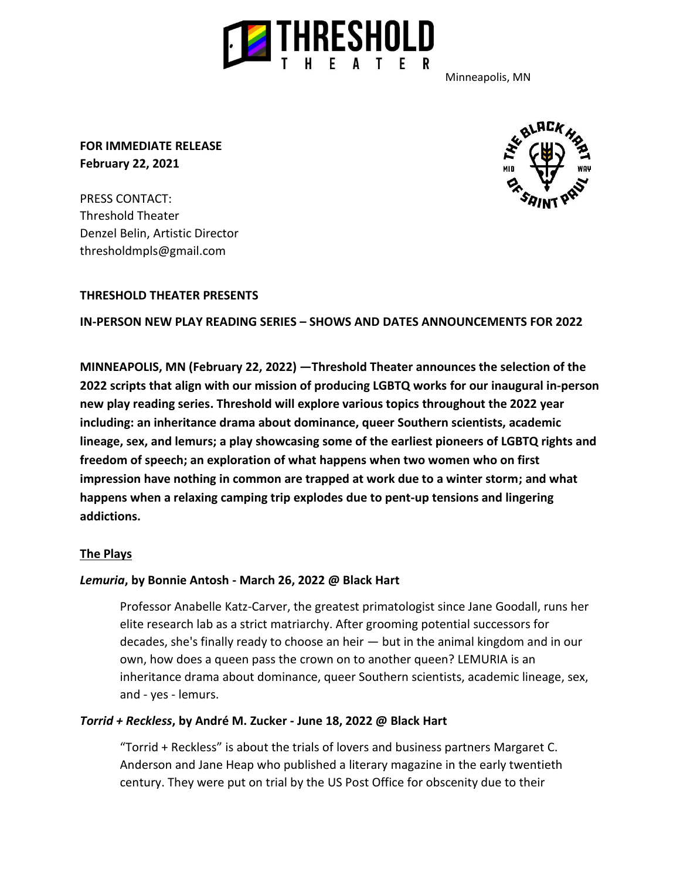THRESHOLD THEATER

Minneapolis, MN

**FOR IMMEDIATE RELEASE**
**February 22, 2021**

PRESS CONTACT:
Threshold Theater
Denzel Belin, Artistic Director
thresholdmpls@gmail.com

**THRESHOLD THEATER PRESENTS**

**IN-PERSON NEW PLAY READING SERIES – SHOWS AND DATES ANNOUNCEMENTS FOR 2022**

**MINNEAPOLIS, MN (February 22, 2022) —Threshold Theater announces the selection of the 2022 scripts that align with our mission of producing LGBTQ works for our inaugural in-person new play reading series. Threshold will explore various topics throughout the 2022 year including: an inheritance drama about dominance, queer Southern scientists, academic lineage, sex, and lemurs; a play showcasing some of the earliest pioneers of LGBTQ rights and freedom of speech; an exploration of what happens when two women who on first impression have nothing in common are trapped at work due to a winter storm; and what happens when a relaxing camping trip explodes due to pent-up tensions and lingering addictions.**

## The Plays

### *Lemuria*, by Bonnie Antosh - March 26, 2022 @ Black Hart

Professor Anabelle Katz-Carver, the greatest primatologist since Jane Goodall, runs her elite research lab as a strict matriarchy. After grooming potential successors for decades, she's finally ready to choose an heir — but in the animal kingdom and in our own, how does a queen pass the crown on to another queen? LEMURIA is an inheritance drama about dominance, queer Southern scientists, academic lineage, sex, and - yes - lemurs.

### *Torrid + Reckless*, by André M. Zucker - June 18, 2022 @ Black Hart

"Torrid + Reckless" is about the trials of lovers and business partners Margaret C. Anderson and Jane Heap who published a literary magazine in the early twentieth century. They were put on trial by the US Post Office for obscenity due to their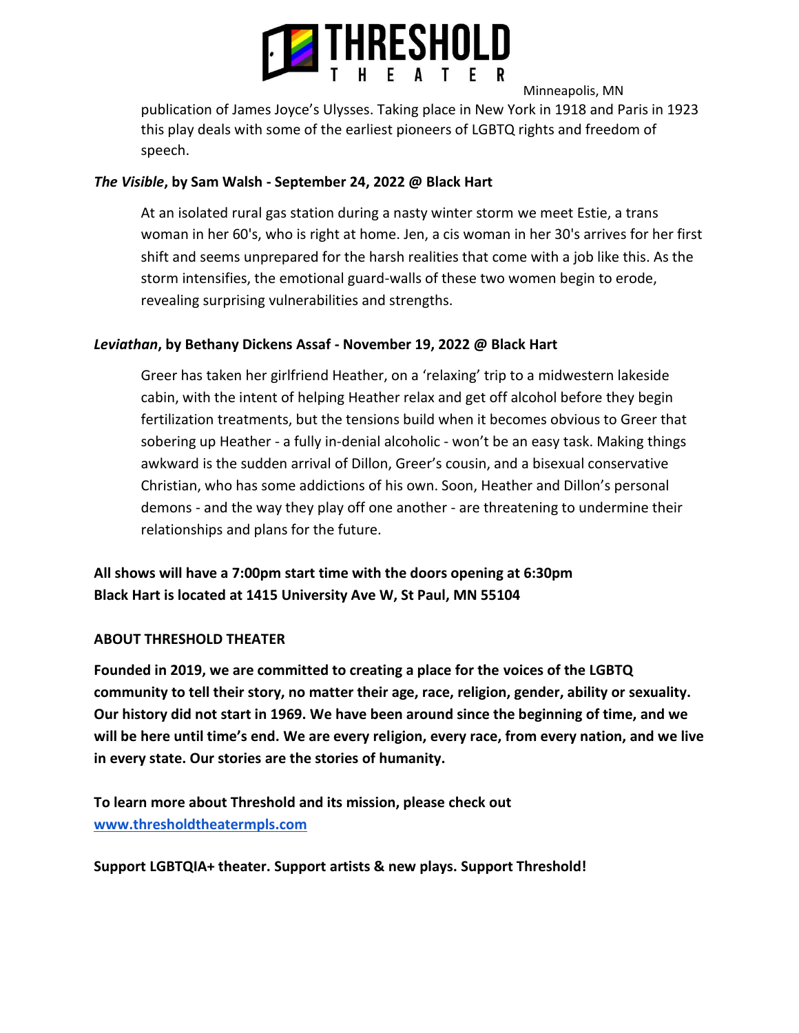publication of James Joyce's Ulysses. Taking place in New York in 1918 and Paris in 1923 this play deals with some of the earliest pioneers of LGBTQ rights and freedom of speech.

***The Visible*, by Sam Walsh - September 24, 2022 @ Black Hart**

At an isolated rural gas station during a nasty winter storm we meet Estie, a trans woman in her 60's, who is right at home. Jen, a cis woman in her 30's arrives for her first shift and seems unprepared for the harsh realities that come with a job like this. As the storm intensifies, the emotional guard-walls of these two women begin to erode, revealing surprising vulnerabilities and strengths.

***Leviathan*, by Bethany Dickens Assaf - November 19, 2022 @ Black Hart**

Greer has taken her girlfriend Heather, on a 'relaxing' trip to a midwestern lakeside cabin, with the intent of helping Heather relax and get off alcohol before they begin fertilization treatments, but the tensions build when it becomes obvious to Greer that sobering up Heather - a fully in-denial alcoholic - won't be an easy task. Making things awkward is the sudden arrival of Dillon, Greer's cousin, and a bisexual conservative Christian, who has some addictions of his own. Soon, Heather and Dillon's personal demons - and the way they play off one another - are threatening to undermine their relationships and plans for the future.

**All shows will have a 7:00pm start time with the doors opening at 6:30pm**
**Black Hart is located at 1415 University Ave W, St Paul, MN 55104**

**ABOUT THRESHOLD THEATER**

**Founded in 2019, we are committed to creating a place for the voices of the LGBTQ community to tell their story, no matter their age, race, religion, gender, ability or sexuality. Our history did not start in 1969. We have been around since the beginning of time, and we will be here until time's end. We are every religion, every race, from every nation, and we live in every state. Our stories are the stories of humanity.**

**To learn more about Threshold and its mission, please check out [www.thresholdtheatermpls.com](http://www.thresholdtheatermpls.com)**

**Support LGBTQIA+ theater. Support artists & new plays. Support Threshold!**